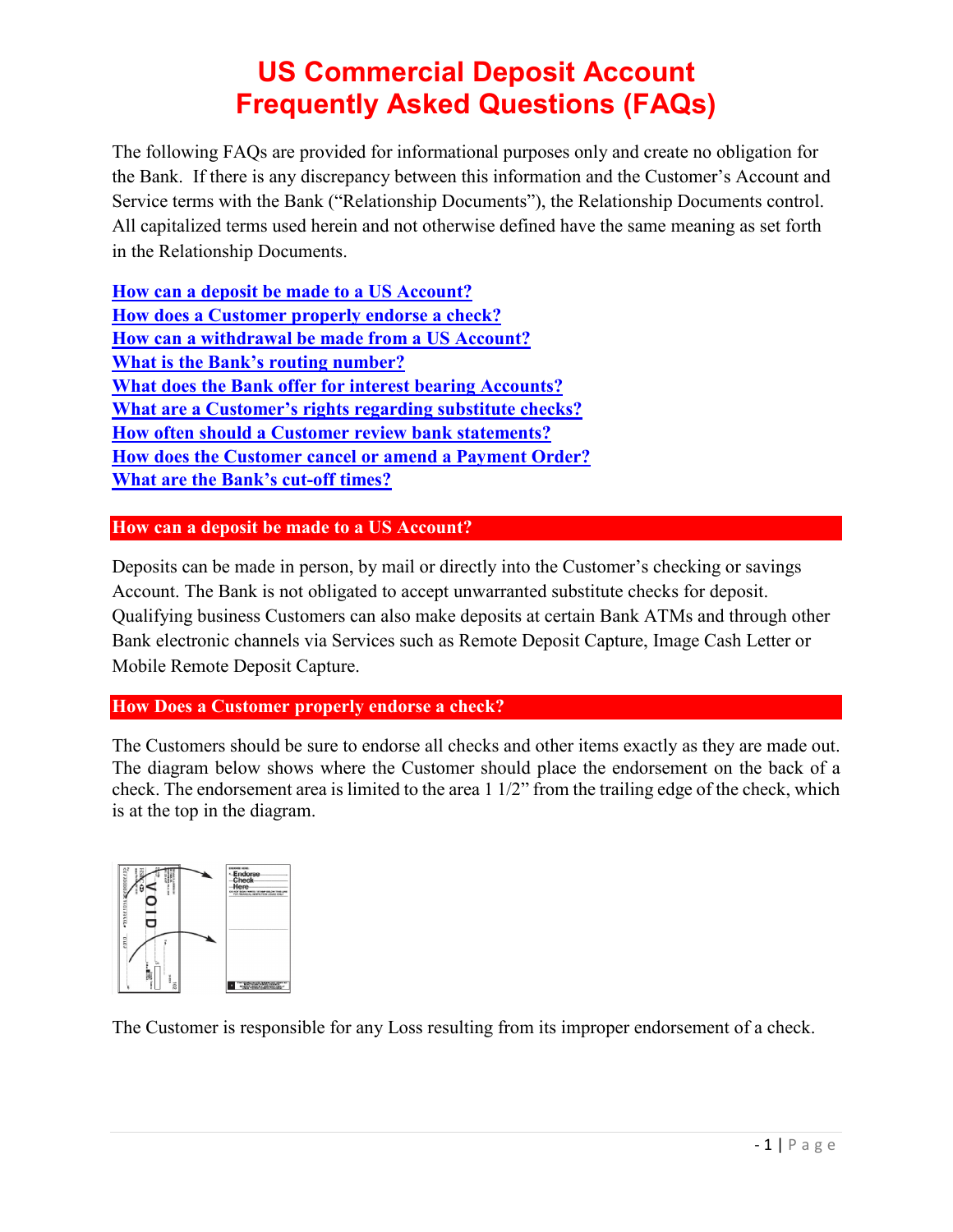# US Commercial Deposit Account Frequently Asked Questions (FAQs)

The following FAQs are provided for informational purposes only and create no obligation for the Bank. If there is any discrepancy between this information and the Customer's Account and Service terms with the Bank ("Relationship Documents"), the Relationship Documents control. All capitalized terms used herein and not otherwise defined have the same meaning as set forth in the Relationship Documents.

- **How can a deposit be made to a US Account?**
- **How does a Customer properly endorse a check?**
- **How can a withdrawal be made from a US Account?**
- **What is the Bank's routing number?**
- **What does the Bank offer for interest bearing Accounts?**
- **What are a Customer's rights regarding substitute checks?**
- **How often should a Customer review bank statements?**
- **How does the Customer cancel or amend a Payment Order?**
- **What are the Bank's cut-off times?**

## How can a deposit be made to a US Account?

Deposits can be made in person, by mail or directly into the Customer's checking or savings Account. The Bank is not obligated to accept unwarranted substitute checks for deposit. Qualifying business Customers can also make deposits at certain Bank ATMs and through other Bank electronic channels via Services such as Remote Deposit Capture, Image Cash Letter or Mobile Remote Deposit Capture.

## How Does a Customer properly endorse a check?

The Customers should be sure to endorse all checks and other items exactly as they are made out. The diagram below shows where the Customer should place the endorsement on the back of a check. The endorsement area is limited to the area 1 1/2" from the trailing edge of the check, which is at the top in the diagram.

The Customer is responsible for any Loss resulting from its improper endorsement of a check.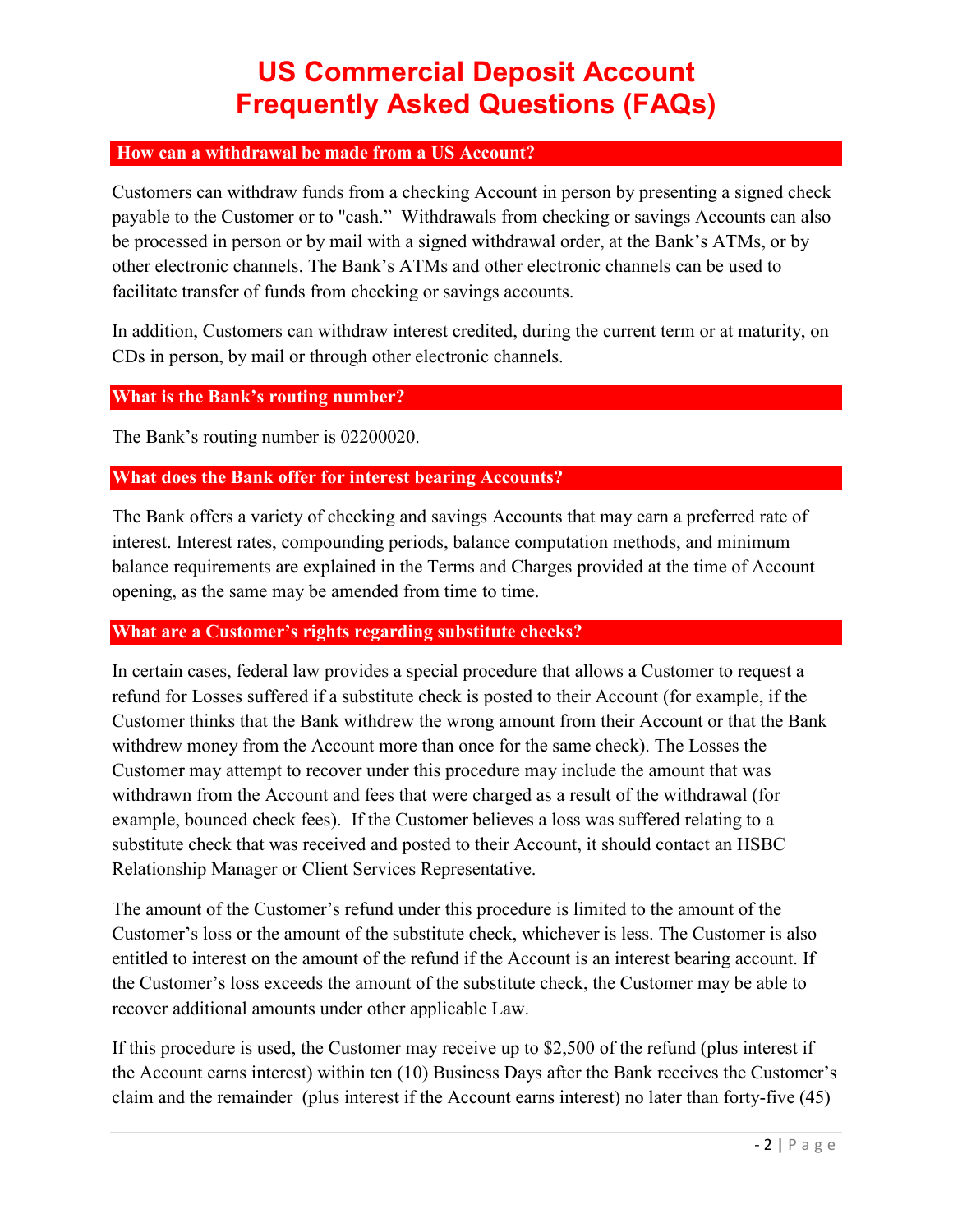# US Commercial Deposit Account Frequently Asked Questions (FAQs)

## How can a withdrawal be made from a US Account?

Customers can withdraw funds from a checking Account in person by presenting a signed check payable to the Customer or to "cash." Withdrawals from checking or savings Accounts can also be processed in person or by mail with a signed withdrawal order, at the Bank's ATMs, or by other electronic channels. The Bank's ATMs and other electronic channels can be used to facilitate transfer of funds from checking or savings accounts.

In addition, Customers can withdraw interest credited, during the current term or at maturity, on CDs in person, by mail or through other electronic channels.

## What is the Bank's routing number?

The Bank's routing number is 02200020.

## What does the Bank offer for interest bearing Accounts?

The Bank offers a variety of checking and savings Accounts that may earn a preferred rate of interest. Interest rates, compounding periods, balance computation methods, and minimum balance requirements are explained in the Terms and Charges provided at the time of Account opening, as the same may be amended from time to time.

## What are a Customer's rights regarding substitute checks?

In certain cases, federal law provides a special procedure that allows a Customer to request a refund for Losses suffered if a substitute check is posted to their Account (for example, if the Customer thinks that the Bank withdrew the wrong amount from their Account or that the Bank withdrew money from the Account more than once for the same check). The Losses the Customer may attempt to recover under this procedure may include the amount that was withdrawn from the Account and fees that were charged as a result of the withdrawal (for example, bounced check fees). If the Customer believes a loss was suffered relating to a substitute check that was received and posted to their Account, it should contact an HSBC Relationship Manager or Client Services Representative.

The amount of the Customer's refund under this procedure is limited to the amount of the Customer's loss or the amount of the substitute check, whichever is less. The Customer is also entitled to interest on the amount of the refund if the Account is an interest bearing account. If the Customer's loss exceeds the amount of the substitute check, the Customer may be able to recover additional amounts under other applicable Law.

If this procedure is used, the Customer may receive up to $2,500 of the refund (plus interest if the Account earns interest) within ten (10) Business Days after the Bank receives the Customer's claim and the remainder (plus interest if the Account earns interest) no later than forty-five (45)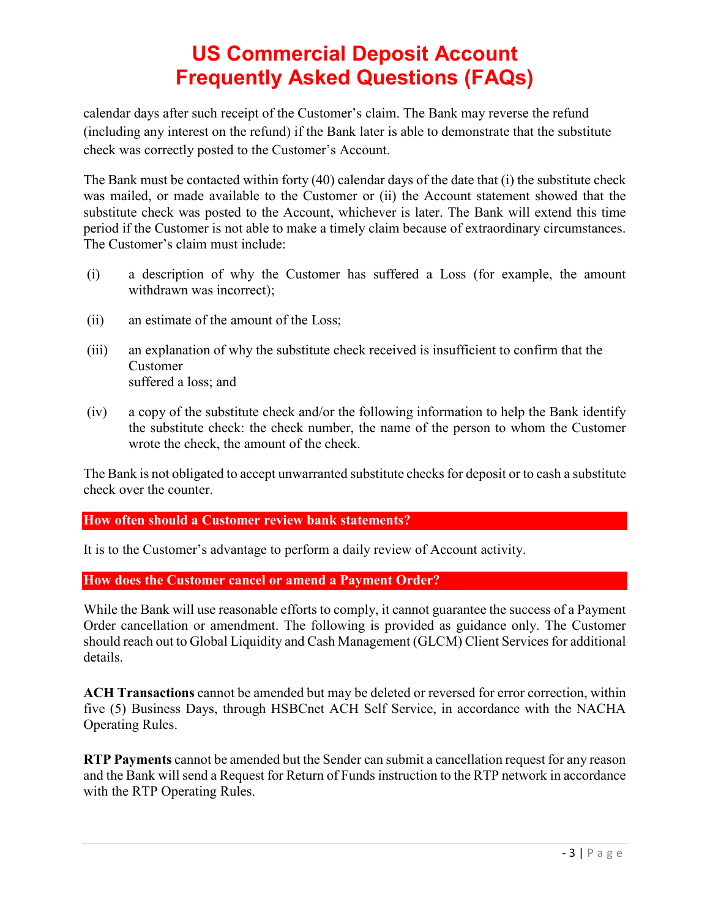calendar days after such receipt of the Customer's claim. The Bank may reverse the refund (including any interest on the refund) if the Bank later is able to demonstrate that the substitute check was correctly posted to the Customer's Account.

The Bank must be contacted within forty (40) calendar days of the date that (i) the substitute check was mailed, or made available to the Customer or (ii) the Account statement showed that the substitute check was posted to the Account, whichever is later. The Bank will extend this time period if the Customer is not able to make a timely claim because of extraordinary circumstances. The Customer's claim must include:

(i) a description of why the Customer has suffered a Loss (for example, the amount withdrawn was incorrect);

(ii) an estimate of the amount of the Loss;

(iii) an explanation of why the substitute check received is insufficient to confirm that the Customer suffered a loss; and

(iv) a copy of the substitute check and/or the following information to help the Bank identify the substitute check: the check number, the name of the person to whom the Customer wrote the check, the amount of the check.

The Bank is not obligated to accept unwarranted substitute checks for deposit or to cash a substitute check over the counter.

## How often should a Customer review bank statements?

It is to the Customer's advantage to perform a daily review of Account activity.

## How does the Customer cancel or amend a Payment Order?

While the Bank will use reasonable efforts to comply, it cannot guarantee the success of a Payment Order cancellation or amendment. The following is provided as guidance only. The Customer should reach out to Global Liquidity and Cash Management (GLCM) Client Services for additional details.

**ACH Transactions** cannot be amended but may be deleted or reversed for error correction, within five (5) Business Days, through HSBCnet ACH Self Service, in accordance with the NACHA Operating Rules.

**RTP Payments** cannot be amended but the Sender can submit a cancellation request for any reason and the Bank will send a Request for Return of Funds instruction to the RTP network in accordance with the RTP Operating Rules.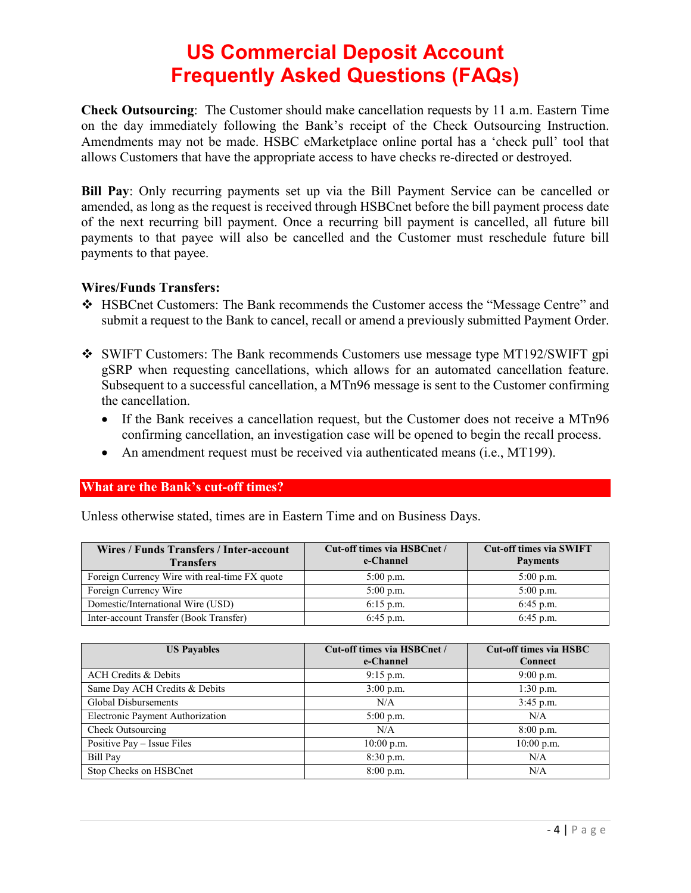# US Commercial Deposit Account Frequently Asked Questions (FAQs)

**Check Outsourcing**: The Customer should make cancellation requests by 11 a.m. Eastern Time on the day immediately following the Bank's receipt of the Check Outsourcing Instruction. Amendments may not be made. HSBC eMarketplace online portal has a 'check pull' tool that allows Customers that have the appropriate access to have checks re-directed or destroyed.

**Bill Pay**: Only recurring payments set up via the Bill Payment Service can be cancelled or amended, as long as the request is received through HSBCnet before the bill payment process date of the next recurring bill payment. Once a recurring bill payment is cancelled, all future bill payments to that payee will also be cancelled and the Customer must reschedule future bill payments to that payee.

**Wires/Funds Transfers:**

- HSBCnet Customers: The Bank recommends the Customer access the "Message Centre" and submit a request to the Bank to cancel, recall or amend a previously submitted Payment Order.

- SWIFT Customers: The Bank recommends Customers use message type MT192/SWIFT gpi gSRP when requesting cancellations, which allows for an automated cancellation feature. Subsequent to a successful cancellation, a MTn96 message is sent to the Customer confirming the cancellation.
  - If the Bank receives a cancellation request, but the Customer does not receive a MTn96 confirming cancellation, an investigation case will be opened to begin the recall process.
  - An amendment request must be received via authenticated means (i.e., MT199).

## What are the Bank's cut-off times?

Unless otherwise stated, times are in Eastern Time and on Business Days.

| Wires / Funds Transfers / Inter-account Transfers | Cut-off times via HSBCnet / e-Channel | Cut-off times via SWIFT Payments |
|---|---|---|
| Foreign Currency Wire with real-time FX quote | 5:00 p.m. | 5:00 p.m. |
| Foreign Currency Wire | 5:00 p.m. | 5:00 p.m. |
| Domestic/International Wire (USD) | 6:15 p.m. | 6:45 p.m. |
| Inter-account Transfer (Book Transfer) | 6:45 p.m. | 6:45 p.m. |

| US Payables | Cut-off times via HSBCnet / e-Channel | Cut-off times via HSBC Connect |
|---|---|---|
| ACH Credits & Debits | 9:15 p.m. | 9:00 p.m. |
| Same Day ACH Credits & Debits | 3:00 p.m. | 1:30 p.m. |
| Global Disbursements | N/A | 3:45 p.m. |
| Electronic Payment Authorization | 5:00 p.m. | N/A |
| Check Outsourcing | N/A | 8:00 p.m. |
| Positive Pay – Issue Files | 10:00 p.m. | 10:00 p.m. |
| Bill Pay | 8:30 p.m. | N/A |
| Stop Checks on HSBCnet | 8:00 p.m. | N/A |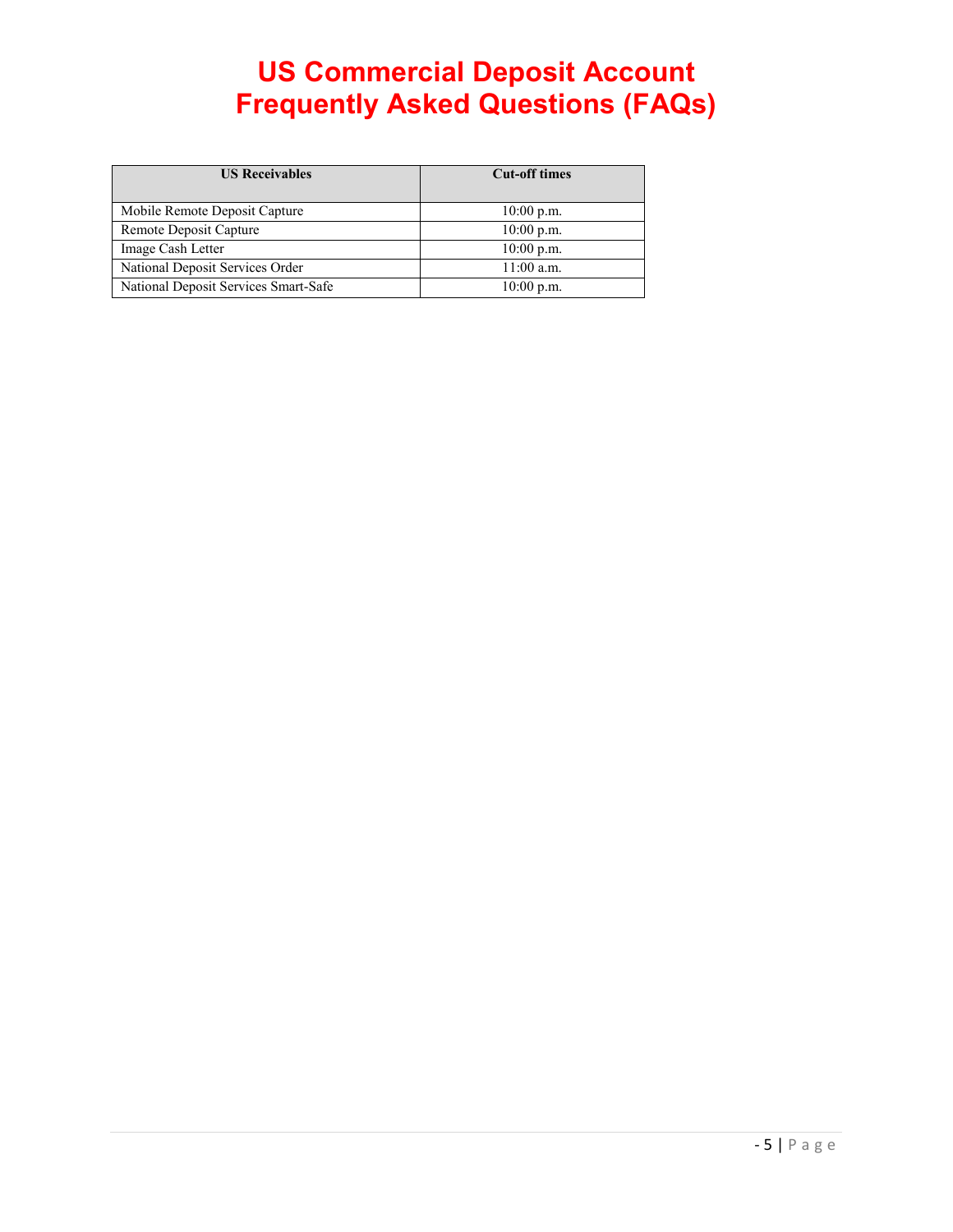# US Commercial Deposit Account Frequently Asked Questions (FAQs)

| US Receivables | Cut-off times |
|---|---|
| Mobile Remote Deposit Capture | 10:00 p.m. |
| Remote Deposit Capture | 10:00 p.m. |
| Image Cash Letter | 10:00 p.m. |
| National Deposit Services Order | 11:00 a.m. |
| National Deposit Services Smart-Safe | 10:00 p.m. |